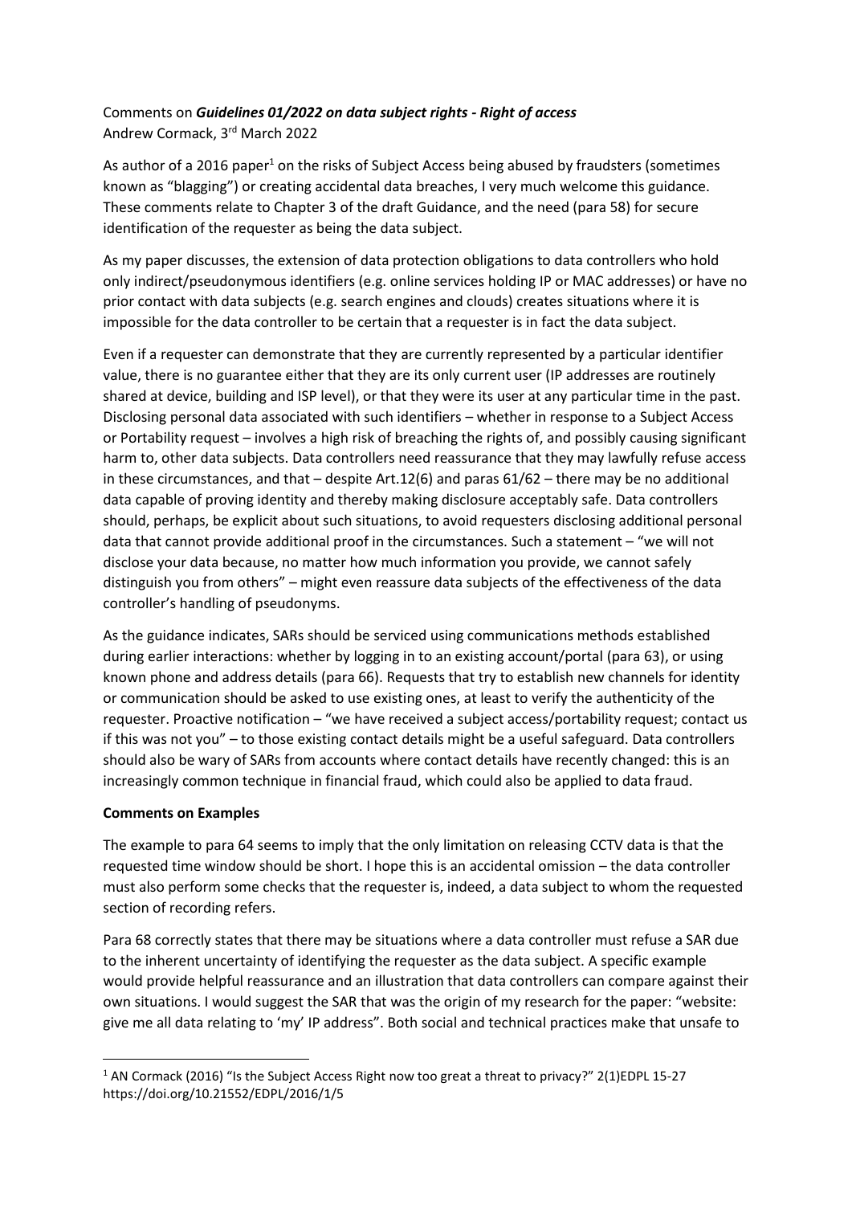Comments on ***Guidelines 01/2022 on data subject rights - Right of access***
Andrew Cormack, 3rd March 2022

As author of a 2016 paper[1] on the risks of Subject Access being abused by fraudsters (sometimes known as "blagging") or creating accidental data breaches, I very much welcome this guidance. These comments relate to Chapter 3 of the draft Guidance, and the need (para 58) for secure identification of the requester as being the data subject.

As my paper discusses, the extension of data protection obligations to data controllers who hold only indirect/pseudonymous identifiers (e.g. online services holding IP or MAC addresses) or have no prior contact with data subjects (e.g. search engines and clouds) creates situations where it is impossible for the data controller to be certain that a requester is in fact the data subject.

Even if a requester can demonstrate that they are currently represented by a particular identifier value, there is no guarantee either that they are its only current user (IP addresses are routinely shared at device, building and ISP level), or that they were its user at any particular time in the past. Disclosing personal data associated with such identifiers – whether in response to a Subject Access or Portability request – involves a high risk of breaching the rights of, and possibly causing significant harm to, other data subjects. Data controllers need reassurance that they may lawfully refuse access in these circumstances, and that – despite Art.12(6) and paras 61/62 – there may be no additional data capable of proving identity and thereby making disclosure acceptably safe. Data controllers should, perhaps, be explicit about such situations, to avoid requesters disclosing additional personal data that cannot provide additional proof in the circumstances. Such a statement – "we will not disclose your data because, no matter how much information you provide, we cannot safely distinguish you from others" – might even reassure data subjects of the effectiveness of the data controller's handling of pseudonyms.

As the guidance indicates, SARs should be serviced using communications methods established during earlier interactions: whether by logging in to an existing account/portal (para 63), or using known phone and address details (para 66). Requests that try to establish new channels for identity or communication should be asked to use existing ones, at least to verify the authenticity of the requester. Proactive notification – "we have received a subject access/portability request; contact us if this was not you" – to those existing contact details might be a useful safeguard. Data controllers should also be wary of SARs from accounts where contact details have recently changed: this is an increasingly common technique in financial fraud, which could also be applied to data fraud.

**Comments on Examples**

The example to para 64 seems to imply that the only limitation on releasing CCTV data is that the requested time window should be short. I hope this is an accidental omission – the data controller must also perform some checks that the requester is, indeed, a data subject to whom the requested section of recording refers.

Para 68 correctly states that there may be situations where a data controller must refuse a SAR due to the inherent uncertainty of identifying the requester as the data subject. A specific example would provide helpful reassurance and an illustration that data controllers can compare against their own situations. I would suggest the SAR that was the origin of my research for the paper: "website: give me all data relating to 'my' IP address". Both social and technical practices make that unsafe to

[1] AN Cormack (2016) "Is the Subject Access Right now too great a threat to privacy?" 2(1)EDPL 15-27 https://doi.org/10.21552/EDPL/2016/1/5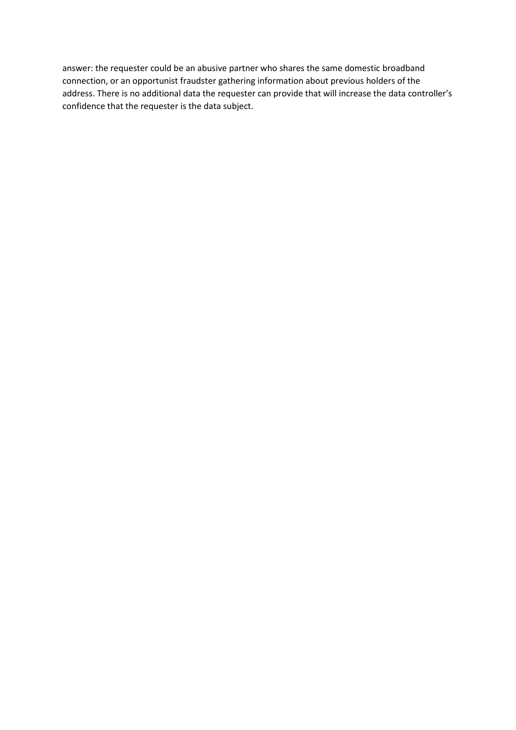answer: the requester could be an abusive partner who shares the same domestic broadband connection, or an opportunist fraudster gathering information about previous holders of the address. There is no additional data the requester can provide that will increase the data controller's confidence that the requester is the data subject.